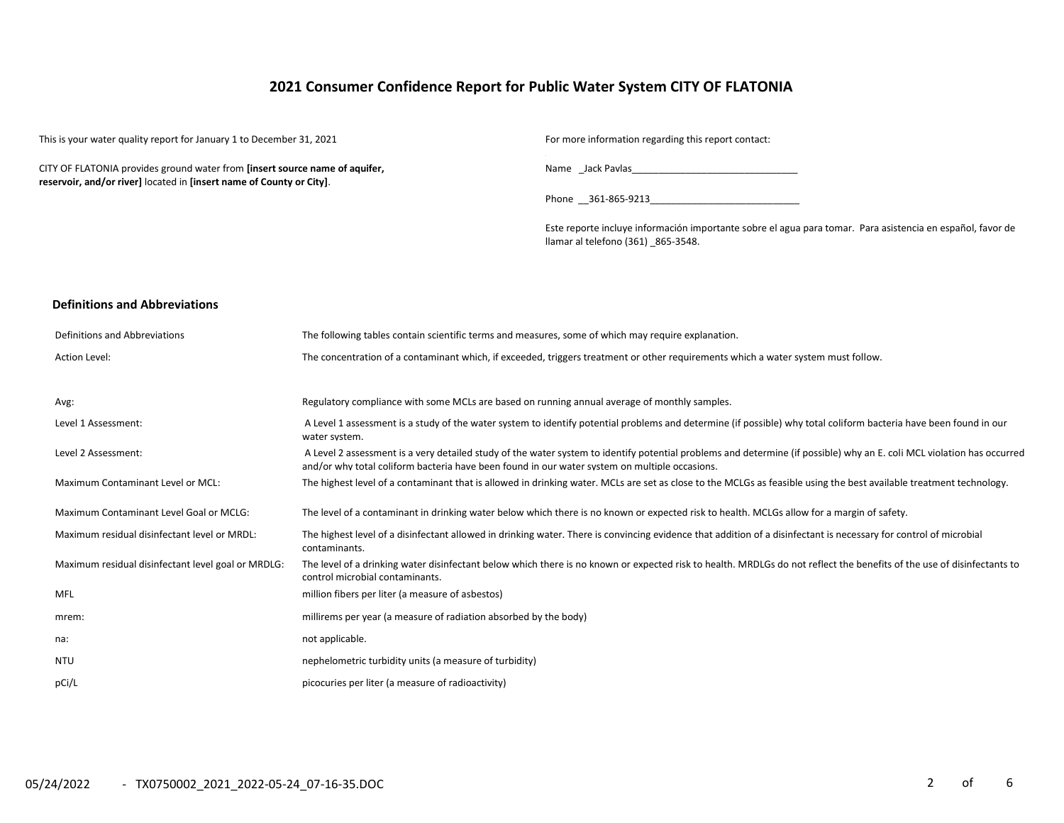# 2021 Consumer Confidence Report for Public Water System CITY OF FLATONIA

This is your water quality report for January 1 to December 31, 2021

CITY OF FLATONIA provides ground water from **[insert source name of aquifer, reservoir, and/or river]** located in **[insert name of County or City]**.

For more information regarding this report contact:

Name _Jack Pavlas________________________________

Phone __361-865-9213_____________________________

Este reporte incluye información importante sobre el agua para tomar. Para asistencia en español, favor de llamar al telefono (361) _865-3548.

## Definitions and Abbreviations

| | |
|---|---|
| Definitions and Abbreviations | The following tables contain scientific terms and measures, some of which may require explanation. |
| Action Level: | The concentration of a contaminant which, if exceeded, triggers treatment or other requirements which a water system must follow. |
| Avg: | Regulatory compliance with some MCLs are based on running annual average of monthly samples. |
| Level 1 Assessment: | A Level 1 assessment is a study of the water system to identify potential problems and determine (if possible) why total coliform bacteria have been found in our water system. |
| Level 2 Assessment: | A Level 2 assessment is a very detailed study of the water system to identify potential problems and determine (if possible) why an E. coli MCL violation has occurred and/or why total coliform bacteria have been found in our water system on multiple occasions. |
| Maximum Contaminant Level or MCL: | The highest level of a contaminant that is allowed in drinking water. MCLs are set as close to the MCLGs as feasible using the best available treatment technology. |
| Maximum Contaminant Level Goal or MCLG: | The level of a contaminant in drinking water below which there is no known or expected risk to health. MCLGs allow for a margin of safety. |
| Maximum residual disinfectant level or MRDL: | The highest level of a disinfectant allowed in drinking water. There is convincing evidence that addition of a disinfectant is necessary for control of microbial contaminants. |
| Maximum residual disinfectant level goal or MRDLG: | The level of a drinking water disinfectant below which there is no known or expected risk to health. MRDLGs do not reflect the benefits of the use of disinfectants to control microbial contaminants. |
| MFL | million fibers per liter (a measure of asbestos) |
| mrem: | millirems per year (a measure of radiation absorbed by the body) |
| na: | not applicable. |
| NTU | nephelometric turbidity units (a measure of turbidity) |
| pCi/L | picocuries per liter (a measure of radioactivity) |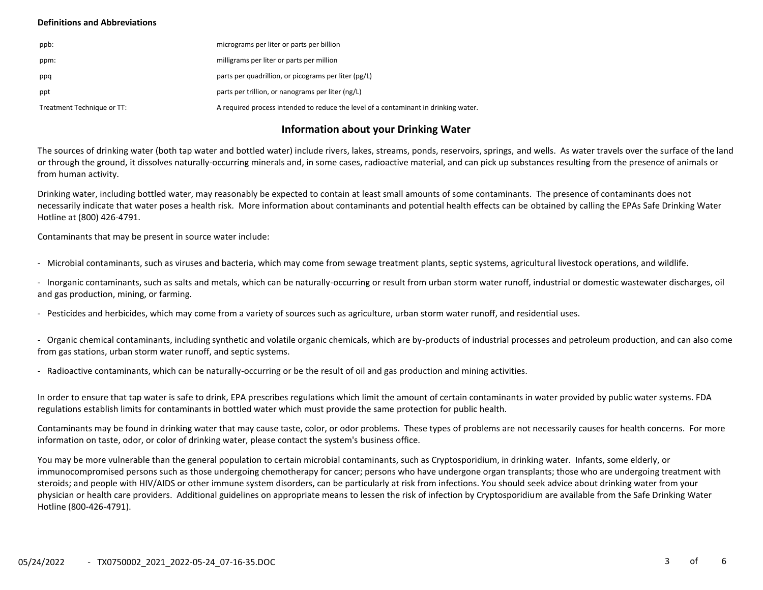**Definitions and Abbreviations**

| | |
|---|---|
| ppb: | micrograms per liter or parts per billion |
| ppm: | milligrams per liter or parts per million |
| ppq | parts per quadrillion, or picograms per liter (pg/L) |
| ppt | parts per trillion, or nanograms per liter (ng/L) |
| Treatment Technique or TT: | A required process intended to reduce the level of a contaminant in drinking water. |

## Information about your Drinking Water

The sources of drinking water (both tap water and bottled water) include rivers, lakes, streams, ponds, reservoirs, springs, and wells. As water travels over the surface of the land or through the ground, it dissolves naturally-occurring minerals and, in some cases, radioactive material, and can pick up substances resulting from the presence of animals or from human activity.

Drinking water, including bottled water, may reasonably be expected to contain at least small amounts of some contaminants. The presence of contaminants does not necessarily indicate that water poses a health risk. More information about contaminants and potential health effects can be obtained by calling the EPAs Safe Drinking Water Hotline at (800) 426-4791.

Contaminants that may be present in source water include:

- Microbial contaminants, such as viruses and bacteria, which may come from sewage treatment plants, septic systems, agricultural livestock operations, and wildlife.
- Inorganic contaminants, such as salts and metals, which can be naturally-occurring or result from urban storm water runoff, industrial or domestic wastewater discharges, oil and gas production, mining, or farming.
- Pesticides and herbicides, which may come from a variety of sources such as agriculture, urban storm water runoff, and residential uses.
- Organic chemical contaminants, including synthetic and volatile organic chemicals, which are by-products of industrial processes and petroleum production, and can also come from gas stations, urban storm water runoff, and septic systems.
- Radioactive contaminants, which can be naturally-occurring or be the result of oil and gas production and mining activities.

In order to ensure that tap water is safe to drink, EPA prescribes regulations which limit the amount of certain contaminants in water provided by public water systems. FDA regulations establish limits for contaminants in bottled water which must provide the same protection for public health.

Contaminants may be found in drinking water that may cause taste, color, or odor problems. These types of problems are not necessarily causes for health concerns. For more information on taste, odor, or color of drinking water, please contact the system's business office.

You may be more vulnerable than the general population to certain microbial contaminants, such as Cryptosporidium, in drinking water. Infants, some elderly, or immunocompromised persons such as those undergoing chemotherapy for cancer; persons who have undergone organ transplants; those who are undergoing treatment with steroids; and people with HIV/AIDS or other immune system disorders, can be particularly at risk from infections. You should seek advice about drinking water from your physician or health care providers. Additional guidelines on appropriate means to lessen the risk of infection by Cryptosporidium are available from the Safe Drinking Water Hotline (800-426-4791).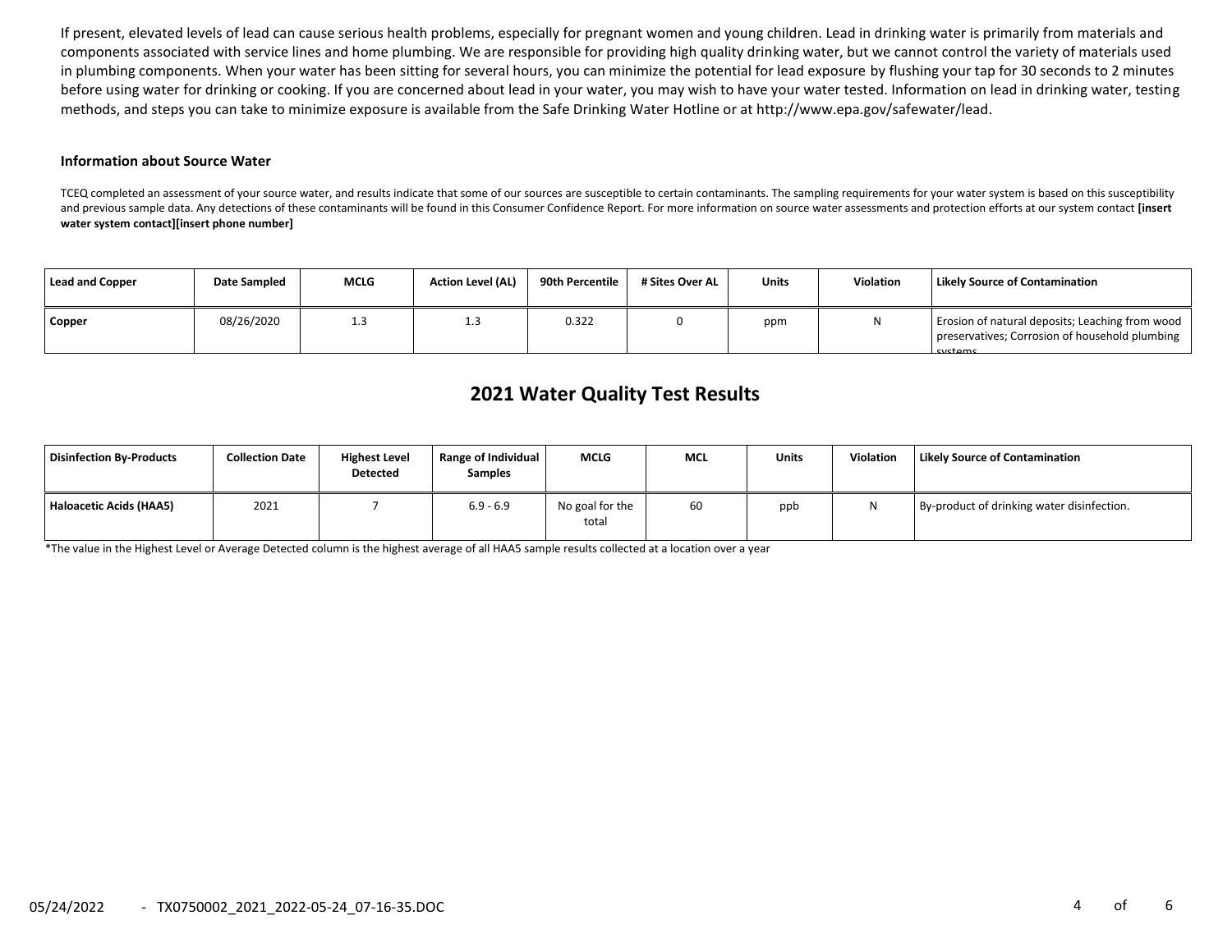If present, elevated levels of lead can cause serious health problems, especially for pregnant women and young children. Lead in drinking water is primarily from materials and components associated with service lines and home plumbing. We are responsible for providing high quality drinking water, but we cannot control the variety of materials used in plumbing components. When your water has been sitting for several hours, you can minimize the potential for lead exposure by flushing your tap for 30 seconds to 2 minutes before using water for drinking or cooking. If you are concerned about lead in your water, you may wish to have your water tested. Information on lead in drinking water, testing methods, and steps you can take to minimize exposure is available from the Safe Drinking Water Hotline or at http://www.epa.gov/safewater/lead.

### Information about Source Water

TCEQ completed an assessment of your source water, and results indicate that some of our sources are susceptible to certain contaminants. The sampling requirements for your water system is based on this susceptibility and previous sample data. Any detections of these contaminants will be found in this Consumer Confidence Report. For more information on source water assessments and protection efforts at our system contact **[insert water system contact][insert phone number]**

| Lead and Copper | Date Sampled | MCLG | Action Level (AL) | 90th Percentile | # Sites Over AL | Units | Violation | Likely Source of Contamination |
|---|---|---|---|---|---|---|---|---|
| **Copper** | 08/26/2020 | 1.3 | 1.3 | 0.322 | 0 | ppm | N | Erosion of natural deposits; Leaching from wood preservatives; Corrosion of household plumbing systems. |

## 2021 Water Quality Test Results

| Disinfection By-Products | Collection Date | Highest Level Detected | Range of Individual Samples | MCLG | MCL | Units | Violation | Likely Source of Contamination |
|---|---|---|---|---|---|---|---|---|
| **Haloacetic Acids (HAA5)** | 2021 | 7 | 6.9 - 6.9 | No goal for the total | 60 | ppb | N | By-product of drinking water disinfection. |

*The value in the Highest Level or Average Detected column is the highest average of all HAA5 sample results collected at a location over a year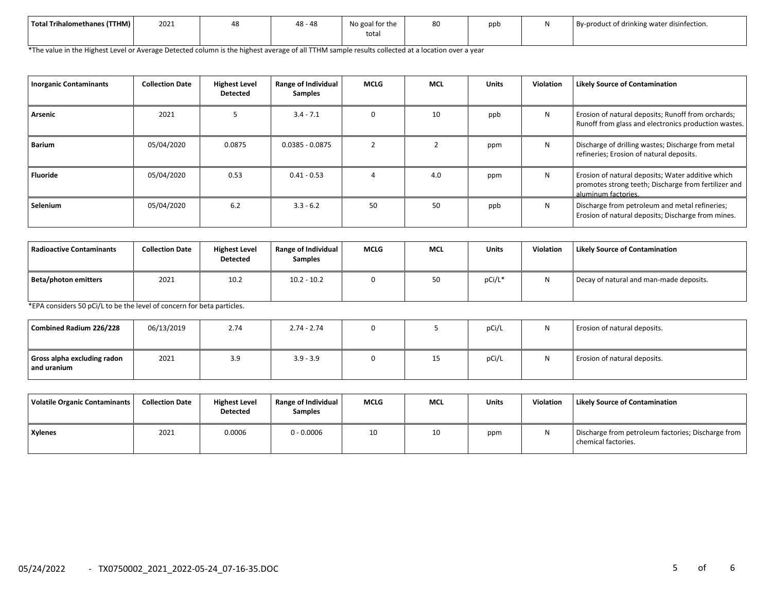| Total Trihalomethanes (TTHM) | 2021 | 48 | 48 - 48 | No goal for the total | 80 | ppb | N | By-product of drinking water disinfection. |
|---|---|---|---|---|---|---|---|---|

*The value in the Highest Level or Average Detected column is the highest average of all TTHM sample results collected at a location over a year

| Inorganic Contaminants | Collection Date | Highest Level Detected | Range of Individual Samples | MCLG | MCL | Units | Violation | Likely Source of Contamination |
|---|---|---|---|---|---|---|---|---|
| Arsenic | 2021 | 5 | 3.4 - 7.1 | 0 | 10 | ppb | N | Erosion of natural deposits; Runoff from orchards; Runoff from glass and electronics production wastes. |
| Barium | 05/04/2020 | 0.0875 | 0.0385 - 0.0875 | 2 | 2 | ppm | N | Discharge of drilling wastes; Discharge from metal refineries; Erosion of natural deposits. |
| Fluoride | 05/04/2020 | 0.53 | 0.41 - 0.53 | 4 | 4.0 | ppm | N | Erosion of natural deposits; Water additive which promotes strong teeth; Discharge from fertilizer and aluminum factories. |
| Selenium | 05/04/2020 | 6.2 | 3.3 - 6.2 | 50 | 50 | ppb | N | Discharge from petroleum and metal refineries; Erosion of natural deposits; Discharge from mines. |

| Radioactive Contaminants | Collection Date | Highest Level Detected | Range of Individual Samples | MCLG | MCL | Units | Violation | Likely Source of Contamination |
|---|---|---|---|---|---|---|---|---|
| Beta/photon emitters | 2021 | 10.2 | 10.2 - 10.2 | 0 | 50 | pCi/L* | N | Decay of natural and man-made deposits. |

*EPA considers 50 pCi/L to be the level of concern for beta particles.

| Combined Radium 226/228 | 06/13/2019 | 2.74 | 2.74 - 2.74 | 0 | 5 | pCi/L | N | Erosion of natural deposits. |
|---|---|---|---|---|---|---|---|---|
| Gross alpha excluding radon and uranium | 2021 | 3.9 | 3.9 - 3.9 | 0 | 15 | pCi/L | N | Erosion of natural deposits. |

| Volatile Organic Contaminants | Collection Date | Highest Level Detected | Range of Individual Samples | MCLG | MCL | Units | Violation | Likely Source of Contamination |
|---|---|---|---|---|---|---|---|---|
| Xylenes | 2021 | 0.0006 | 0 - 0.0006 | 10 | 10 | ppm | N | Discharge from petroleum factories; Discharge from chemical factories. |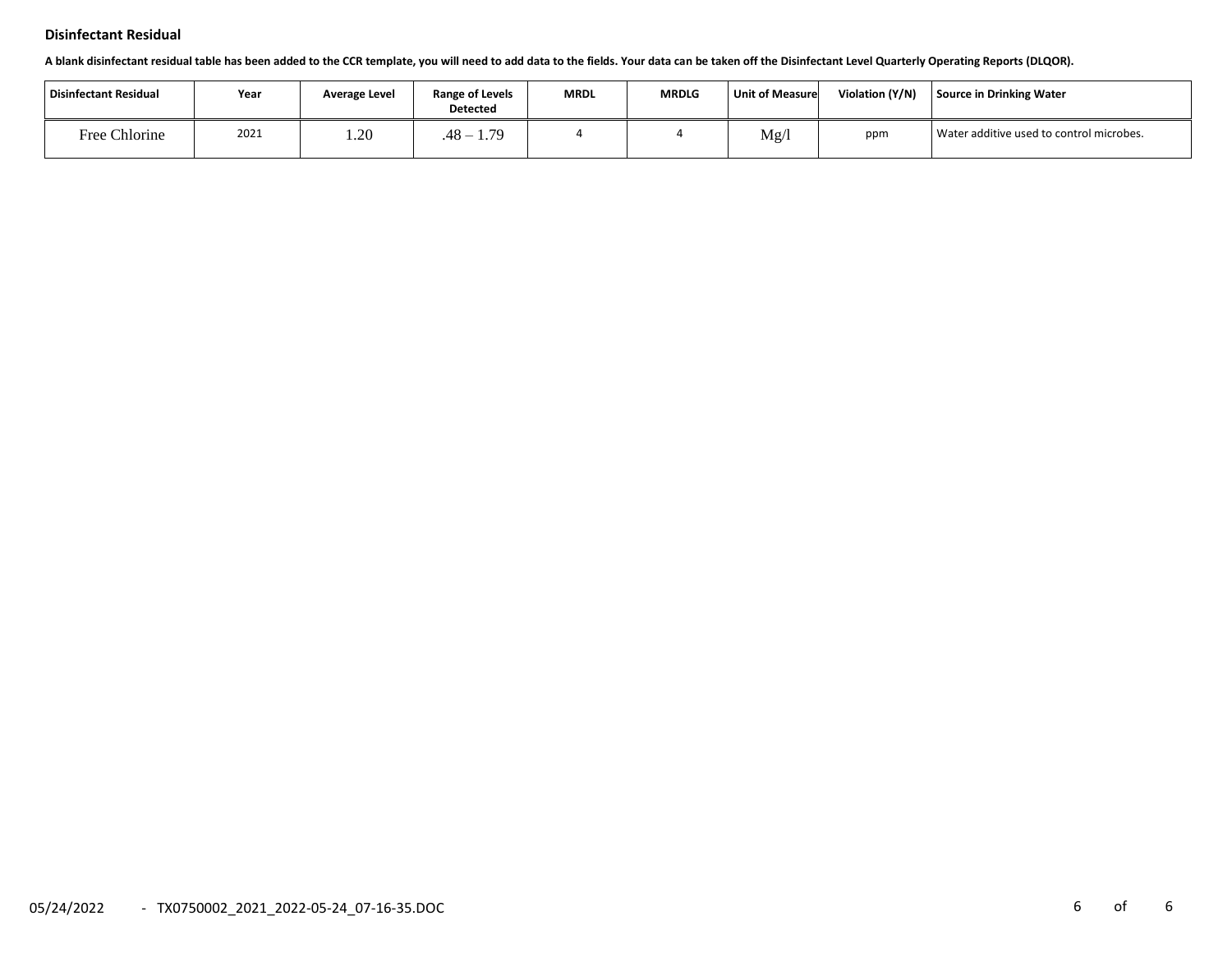### Disinfectant Residual

**A blank disinfectant residual table has been added to the CCR template, you will need to add data to the fields. Your data can be taken off the Disinfectant Level Quarterly Operating Reports (DLQOR).**

| Disinfectant Residual | Year | Average Level | Range of Levels Detected | MRDL | MRDLG | Unit of Measure | Violation (Y/N) | Source in Drinking Water |
|---|---|---|---|---|---|---|---|---|
| Free Chlorine | 2021 | 1.20 | .48 – 1.79 | 4 | 4 | Mg/l | ppm | Water additive used to control microbes. |